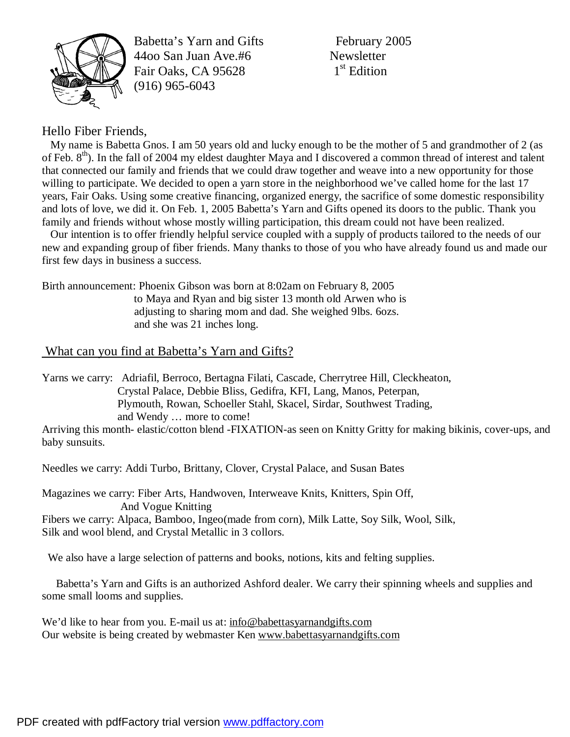Babetta's Yarn and Gifts
44oo San Juan Ave.#6
Fair Oaks, CA 95628
(916) 965-6043

February 2005
Newsletter
1st Edition

Hello Fiber Friends,

My name is Babetta Gnos. I am 50 years old and lucky enough to be the mother of 5 and grandmother of 2 (as of Feb. 8th). In the fall of 2004 my eldest daughter Maya and I discovered a common thread of interest and talent that connected our family and friends that we could draw together and weave into a new opportunity for those willing to participate. We decided to open a yarn store in the neighborhood we've called home for the last 17 years, Fair Oaks. Using some creative financing, organized energy, the sacrifice of some domestic responsibility and lots of love, we did it. On Feb. 1, 2005 Babetta's Yarn and Gifts opened its doors to the public. Thank you family and friends without whose mostly willing participation, this dream could not have been realized.

Our intention is to offer friendly helpful service coupled with a supply of products tailored to the needs of our new and expanding group of fiber friends. Many thanks to those of you who have already found us and made our first few days in business a success.

Birth announcement: Phoenix Gibson was born at 8:02am on February 8, 2005 to Maya and Ryan and big sister 13 month old Arwen who is adjusting to sharing mom and dad. She weighed 9lbs. 6ozs. and she was 21 inches long.

## What can you find at Babetta's Yarn and Gifts?

Yarns we carry: Adriafil, Berroco, Bertagna Filati, Cascade, Cherrytree Hill, Cleckheaton, Crystal Palace, Debbie Bliss, Gedifra, KFI, Lang, Manos, Peterpan, Plymouth, Rowan, Schoeller Stahl, Skacel, Sirdar, Southwest Trading, and Wendy … more to come!

Arriving this month- elastic/cotton blend -FIXATION-as seen on Knitty Gritty for making bikinis, cover-ups, and baby sunsuits.

Needles we carry: Addi Turbo, Brittany, Clover, Crystal Palace, and Susan Bates

Magazines we carry: Fiber Arts, Handwoven, Interweave Knits, Knitters, Spin Off, And Vogue Knitting

Fibers we carry: Alpaca, Bamboo, Ingeo(made from corn), Milk Latte, Soy Silk, Wool, Silk, Silk and wool blend, and Crystal Metallic in 3 collors.

We also have a large selection of patterns and books, notions, kits and felting supplies.

Babetta's Yarn and Gifts is an authorized Ashford dealer. We carry their spinning wheels and supplies and some small looms and supplies.

We'd like to hear from you. E-mail us at: info@babettasyarnandgifts.com
Our website is being created by webmaster Ken www.babettasyarnandgifts.com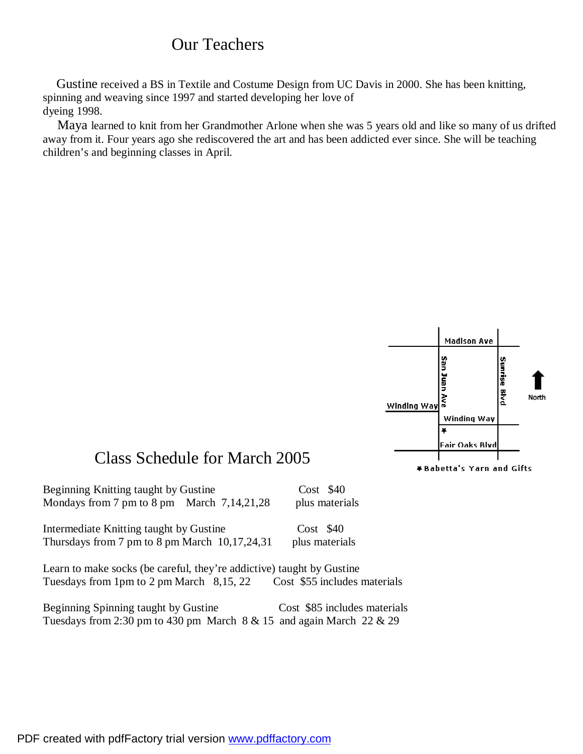# Our Teachers

Gustine received a BS in Textile and Costume Design from UC Davis in 2000. She has been knitting, spinning and weaving since 1997 and started developing her love of dyeing 1998.

Maya learned to knit from her Grandmother Arlone when she was 5 years old and like so many of us drifted away from it. Four years ago she rediscovered the art and has been addicted ever since. She will be teaching children's and beginning classes in April.

Madison Ave
San Juan Ave
Sunrise Blvd
North
Winding Way
Winding Way
Fair Oaks Blvd
★ Babetta's Yarn and Gifts

# Class Schedule for March 2005

Beginning Knitting taught by Gustine — Cost $40
Mondays from 7 pm to 8 pm — March 7,14,21,28 — plus materials

Intermediate Knitting taught by Gustine — Cost $40
Thursdays from 7 pm to 8 pm March 10,17,24,31 — plus materials

Learn to make socks (be careful, they're addictive) taught by Gustine
Tuesdays from 1pm to 2 pm March 8,15, 22 — Cost $55 includes materials

Beginning Spinning taught by Gustine — Cost $85 includes materials
Tuesdays from 2:30 pm to 430 pm March 8 & 15 and again March 22 & 29